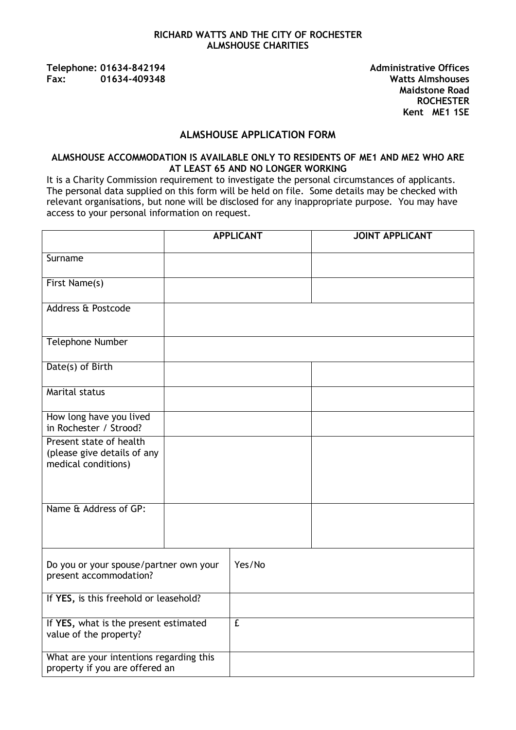**RICHARD WATTS AND THE CITY OF ROCHESTER**
**ALMSHOUSE CHARITIES**

**Telephone: 01634-842194**
**Fax: 01634-409348**

**Administrative Offices**
**Watts Almshouses**
**Maidstone Road**
**ROCHESTER**
**Kent ME1 1SE**

## ALMSHOUSE APPLICATION FORM

**ALMSHOUSE ACCOMMODATION IS AVAILABLE ONLY TO RESIDENTS OF ME1 AND ME2 WHO ARE AT LEAST 65 AND NO LONGER WORKING**

It is a Charity Commission requirement to investigate the personal circumstances of applicants. The personal data supplied on this form will be held on file. Some details may be checked with relevant organisations, but none will be disclosed for any inappropriate purpose. You may have access to your personal information on request.

| | APPLICANT | JOINT APPLICANT |
|---|---|---|
| Surname | | |
| First Name(s) | | |
| Address & Postcode | | |
| Telephone Number | | |
| Date(s) of Birth | | |
| Marital status | | |
| How long have you lived in Rochester / Strood? | | |
| Present state of health (please give details of any medical conditions) | | |
| Name & Address of GP: | | |

| | |
|---|---|
| Do you or your spouse/partner own your present accommodation? | Yes/No |
| If **YES,** is this freehold or leasehold? | |
| If **YES,** what is the present estimated value of the property? | £ |
| What are your intentions regarding this property if you are offered an | |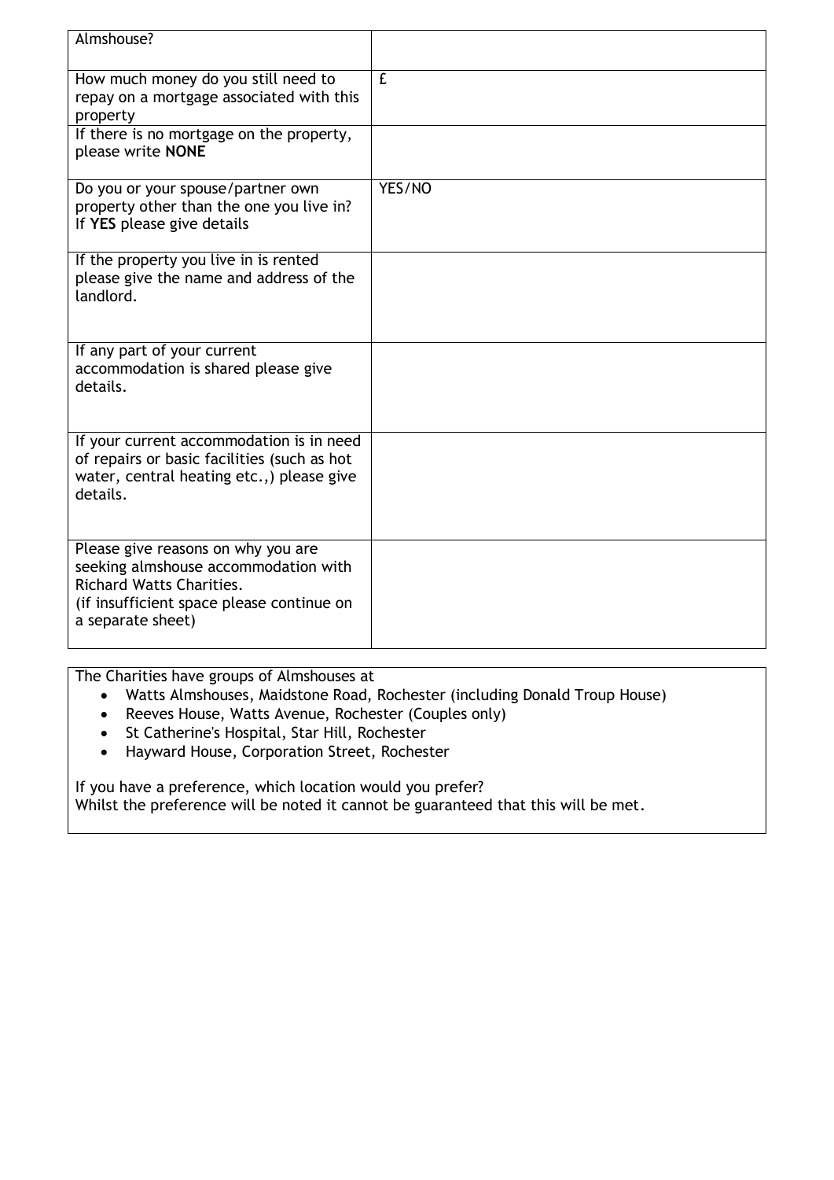| Almshouse? | |
|---|---|
| How much money do you still need to repay on a mortgage associated with this property | £ |
| If there is no mortgage on the property, please write **NONE** | |
| Do you or your spouse/partner own property other than the one you live in? If **YES** please give details | YES/NO |
| If the property you live in is rented please give the name and address of the landlord. | |
| If any part of your current accommodation is shared please give details. | |
| If your current accommodation is in need of repairs or basic facilities (such as hot water, central heating etc.,) please give details. | |
| Please give reasons on why you are seeking almshouse accommodation with Richard Watts Charities. (if insufficient space please continue on a separate sheet) | |

The Charities have groups of Almshouses at

- Watts Almshouses, Maidstone Road, Rochester (including Donald Troup House)
- Reeves House, Watts Avenue, Rochester (Couples only)
- St Catherine's Hospital, Star Hill, Rochester
- Hayward House, Corporation Street, Rochester

If you have a preference, which location would you prefer?
Whilst the preference will be noted it cannot be guaranteed that this will be met.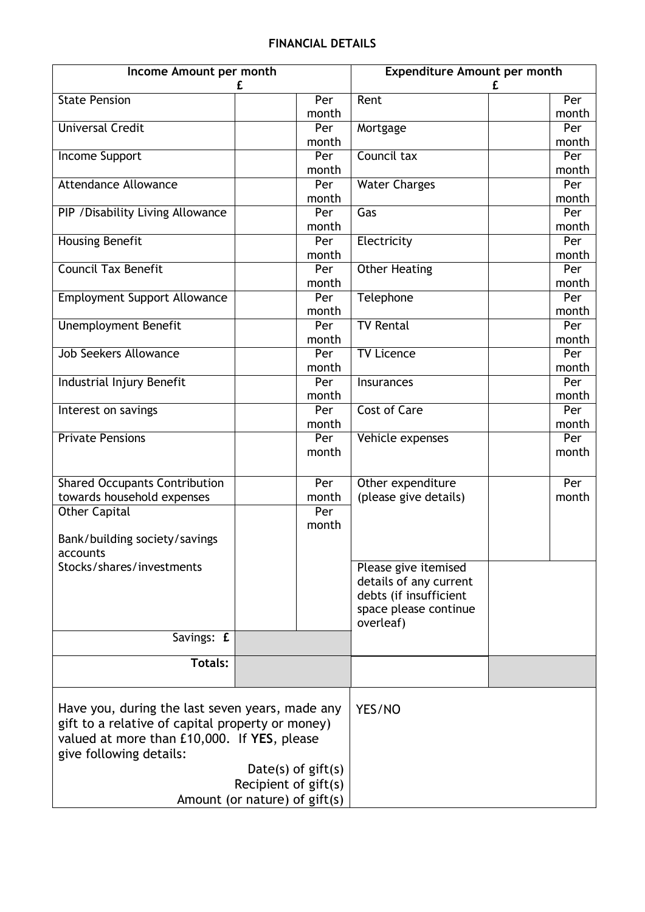## FINANCIAL DETAILS

| Income Amount per month £ | | | Expenditure Amount per month £ | | |
|---|---|---|---|---|---|
| State Pension | | Per month | Rent | | Per month |
| Universal Credit | | Per month | Mortgage | | Per month |
| Income Support | | Per month | Council tax | | Per month |
| Attendance Allowance | | Per month | Water Charges | | Per month |
| PIP /Disability Living Allowance | | Per month | Gas | | Per month |
| Housing Benefit | | Per month | Electricity | | Per month |
| Council Tax Benefit | | Per month | Other Heating | | Per month |
| Employment Support Allowance | | Per month | Telephone | | Per month |
| Unemployment Benefit | | Per month | TV Rental | | Per month |
| Job Seekers Allowance | | Per month | TV Licence | | Per month |
| Industrial Injury Benefit | | Per month | Insurances | | Per month |
| Interest on savings | | Per month | Cost of Care | | Per month |
| Private Pensions | | Per month | Vehicle expenses | | Per month |
| Shared Occupants Contribution towards household expenses | | Per month | Other expenditure (please give details) | | Per month |
| Other Capital<br><br>Bank/building society/savings accounts<br>Stocks/shares/investments | | Per month | Please give itemised details of any current debts (if insufficient space please continue overleaf) | | |
| Savings: **£** | | | | | |
| **Totals:** | | | | | |

| | |
|---|---|
| Have you, during the last seven years, made any gift to a relative of capital property or money) valued at more than £10,000. If **YES**, please give following details:<br>Date(s) of gift(s)<br>Recipient of gift(s)<br>Amount (or nature) of gift(s) | YES/NO |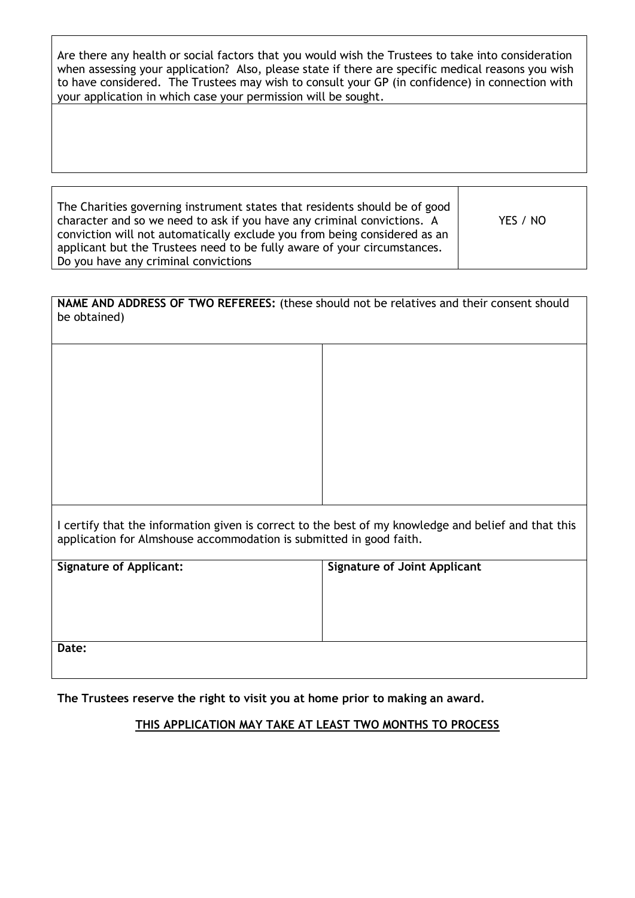| Are there any health or social factors that you would wish the Trustees to take into consideration when assessing your application? Also, please state if there are specific medical reasons you wish to have considered. The Trustees may wish to consult your GP (in confidence) in connection with your application in which case your permission will be sought. |
| --- |
| |

| The Charities governing instrument states that residents should be of good character and so we need to ask if you have any criminal convictions. A conviction will not automatically exclude you from being considered as an applicant but the Trustees need to be fully aware of your circumstances. Do you have any criminal convictions | YES / NO |
| --- | --- |

| **NAME AND ADDRESS OF TWO REFEREES:** (these should not be relatives and their consent should be obtained) | |
| --- | --- |
| | |
| I certify that the information given is correct to the best of my knowledge and belief and that this application for Almshouse accommodation is submitted in good faith. | |
| **Signature of Applicant:** | **Signature of Joint Applicant** |
| **Date:** | |

**The Trustees reserve the right to visit you at home prior to making an award.**

**<u>THIS APPLICATION MAY TAKE AT LEAST TWO MONTHS TO PROCESS</u>**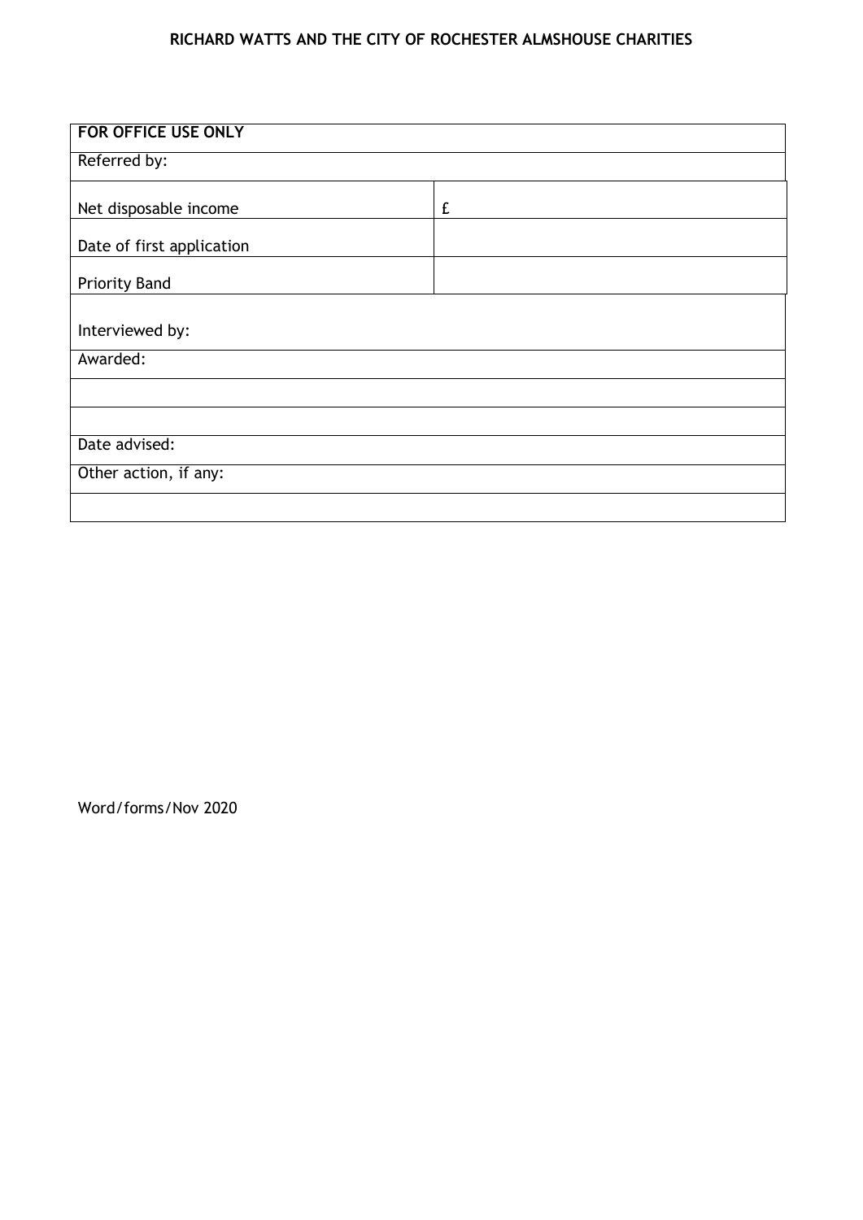**RICHARD WATTS AND THE CITY OF ROCHESTER ALMSHOUSE CHARITIES**

| | |
|---|---|
| **FOR OFFICE USE ONLY** | |
| Referred by: | |
| Net disposable income | £ |
| Date of first application | |
| Priority Band | |
| Interviewed by: | |
| Awarded: | |
| | |
| | |
| Date advised: | |
| Other action, if any: | |
| | |

Word/forms/Nov 2020